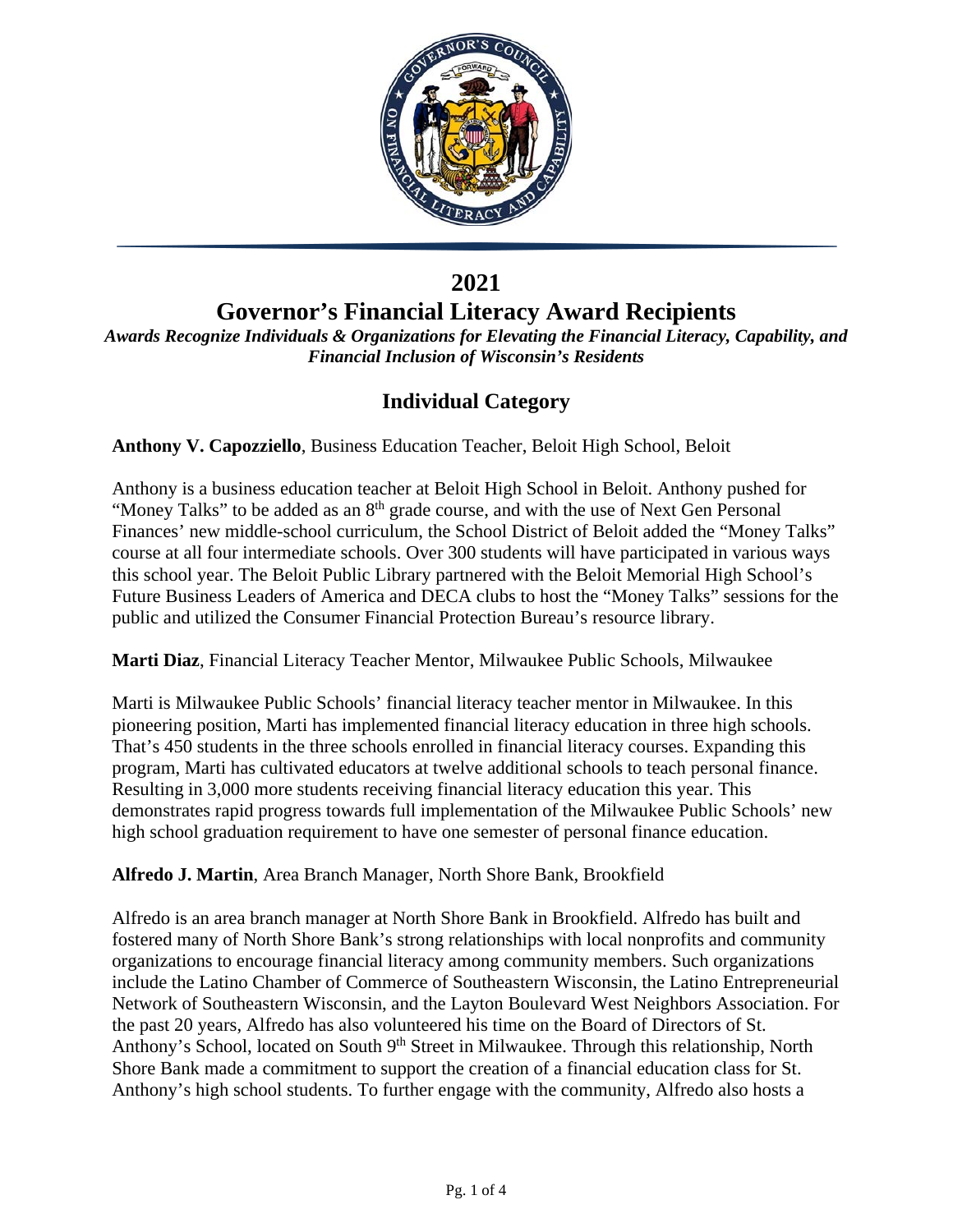# 2021

# Governor's Financial Literacy Award Recipients

***Awards Recognize Individuals & Organizations for Elevating the Financial Literacy, Capability, and Financial Inclusion of Wisconsin's Residents***

## Individual Category

**Anthony V. Capozziello**, Business Education Teacher, Beloit High School, Beloit

Anthony is a business education teacher at Beloit High School in Beloit. Anthony pushed for "Money Talks" to be added as an 8th grade course, and with the use of Next Gen Personal Finances' new middle-school curriculum, the School District of Beloit added the "Money Talks" course at all four intermediate schools. Over 300 students will have participated in various ways this school year. The Beloit Public Library partnered with the Beloit Memorial High School's Future Business Leaders of America and DECA clubs to host the "Money Talks" sessions for the public and utilized the Consumer Financial Protection Bureau's resource library.

**Marti Diaz**, Financial Literacy Teacher Mentor, Milwaukee Public Schools, Milwaukee

Marti is Milwaukee Public Schools' financial literacy teacher mentor in Milwaukee. In this pioneering position, Marti has implemented financial literacy education in three high schools. That's 450 students in the three schools enrolled in financial literacy courses. Expanding this program, Marti has cultivated educators at twelve additional schools to teach personal finance. Resulting in 3,000 more students receiving financial literacy education this year. This demonstrates rapid progress towards full implementation of the Milwaukee Public Schools' new high school graduation requirement to have one semester of personal finance education.

**Alfredo J. Martin**, Area Branch Manager, North Shore Bank, Brookfield

Alfredo is an area branch manager at North Shore Bank in Brookfield. Alfredo has built and fostered many of North Shore Bank's strong relationships with local nonprofits and community organizations to encourage financial literacy among community members. Such organizations include the Latino Chamber of Commerce of Southeastern Wisconsin, the Latino Entrepreneurial Network of Southeastern Wisconsin, and the Layton Boulevard West Neighbors Association. For the past 20 years, Alfredo has also volunteered his time on the Board of Directors of St. Anthony's School, located on South 9th Street in Milwaukee. Through this relationship, North Shore Bank made a commitment to support the creation of a financial education class for St. Anthony's high school students. To further engage with the community, Alfredo also hosts a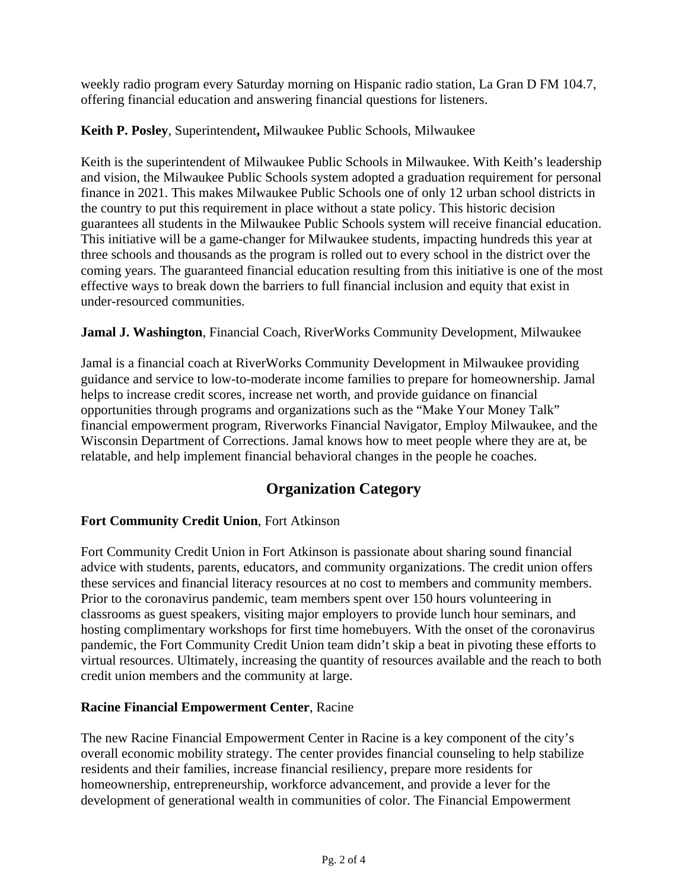weekly radio program every Saturday morning on Hispanic radio station, La Gran D FM 104.7, offering financial education and answering financial questions for listeners.

**Keith P. Posley**, Superintendent**,** Milwaukee Public Schools, Milwaukee

Keith is the superintendent of Milwaukee Public Schools in Milwaukee. With Keith's leadership and vision, the Milwaukee Public Schools system adopted a graduation requirement for personal finance in 2021. This makes Milwaukee Public Schools one of only 12 urban school districts in the country to put this requirement in place without a state policy. This historic decision guarantees all students in the Milwaukee Public Schools system will receive financial education. This initiative will be a game-changer for Milwaukee students, impacting hundreds this year at three schools and thousands as the program is rolled out to every school in the district over the coming years. The guaranteed financial education resulting from this initiative is one of the most effective ways to break down the barriers to full financial inclusion and equity that exist in under-resourced communities.

**Jamal J. Washington**, Financial Coach, RiverWorks Community Development, Milwaukee

Jamal is a financial coach at RiverWorks Community Development in Milwaukee providing guidance and service to low-to-moderate income families to prepare for homeownership. Jamal helps to increase credit scores, increase net worth, and provide guidance on financial opportunities through programs and organizations such as the "Make Your Money Talk" financial empowerment program, Riverworks Financial Navigator, Employ Milwaukee, and the Wisconsin Department of Corrections. Jamal knows how to meet people where they are at, be relatable, and help implement financial behavioral changes in the people he coaches.

## Organization Category

**Fort Community Credit Union**, Fort Atkinson

Fort Community Credit Union in Fort Atkinson is passionate about sharing sound financial advice with students, parents, educators, and community organizations. The credit union offers these services and financial literacy resources at no cost to members and community members. Prior to the coronavirus pandemic, team members spent over 150 hours volunteering in classrooms as guest speakers, visiting major employers to provide lunch hour seminars, and hosting complimentary workshops for first time homebuyers. With the onset of the coronavirus pandemic, the Fort Community Credit Union team didn't skip a beat in pivoting these efforts to virtual resources. Ultimately, increasing the quantity of resources available and the reach to both credit union members and the community at large.

**Racine Financial Empowerment Center**, Racine

The new Racine Financial Empowerment Center in Racine is a key component of the city's overall economic mobility strategy. The center provides financial counseling to help stabilize residents and their families, increase financial resiliency, prepare more residents for homeownership, entrepreneurship, workforce advancement, and provide a lever for the development of generational wealth in communities of color. The Financial Empowerment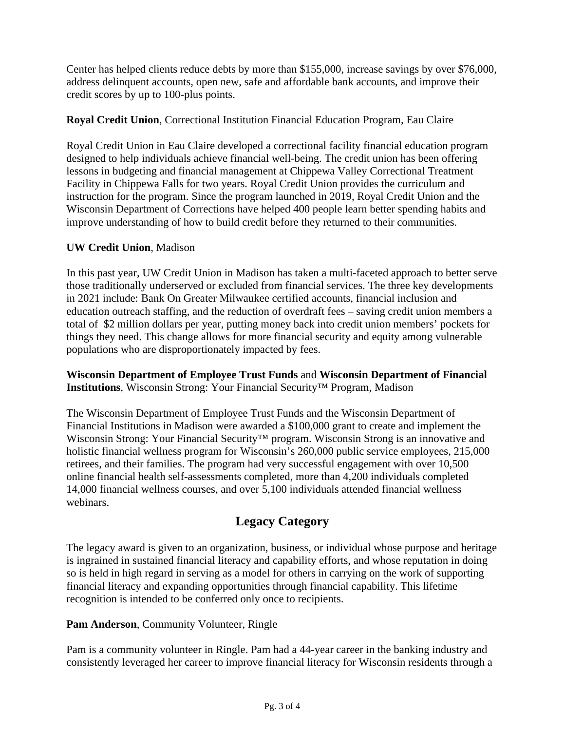Center has helped clients reduce debts by more than $155,000, increase savings by over $76,000, address delinquent accounts, open new, safe and affordable bank accounts, and improve their credit scores by up to 100-plus points.

**Royal Credit Union**, Correctional Institution Financial Education Program, Eau Claire

Royal Credit Union in Eau Claire developed a correctional facility financial education program designed to help individuals achieve financial well-being. The credit union has been offering lessons in budgeting and financial management at Chippewa Valley Correctional Treatment Facility in Chippewa Falls for two years. Royal Credit Union provides the curriculum and instruction for the program. Since the program launched in 2019, Royal Credit Union and the Wisconsin Department of Corrections have helped 400 people learn better spending habits and improve understanding of how to build credit before they returned to their communities.

**UW Credit Union**, Madison

In this past year, UW Credit Union in Madison has taken a multi-faceted approach to better serve those traditionally underserved or excluded from financial services. The three key developments in 2021 include: Bank On Greater Milwaukee certified accounts, financial inclusion and education outreach staffing, and the reduction of overdraft fees – saving credit union members a total of $2 million dollars per year, putting money back into credit union members' pockets for things they need. This change allows for more financial security and equity among vulnerable populations who are disproportionately impacted by fees.

**Wisconsin Department of Employee Trust Funds** and **Wisconsin Department of Financial Institutions**, Wisconsin Strong: Your Financial Security™ Program, Madison

The Wisconsin Department of Employee Trust Funds and the Wisconsin Department of Financial Institutions in Madison were awarded a $100,000 grant to create and implement the Wisconsin Strong: Your Financial Security™ program. Wisconsin Strong is an innovative and holistic financial wellness program for Wisconsin's 260,000 public service employees, 215,000 retirees, and their families. The program had very successful engagement with over 10,500 online financial health self-assessments completed, more than 4,200 individuals completed 14,000 financial wellness courses, and over 5,100 individuals attended financial wellness webinars.

## Legacy Category

The legacy award is given to an organization, business, or individual whose purpose and heritage is ingrained in sustained financial literacy and capability efforts, and whose reputation in doing so is held in high regard in serving as a model for others in carrying on the work of supporting financial literacy and expanding opportunities through financial capability. This lifetime recognition is intended to be conferred only once to recipients.

**Pam Anderson**, Community Volunteer, Ringle

Pam is a community volunteer in Ringle. Pam had a 44-year career in the banking industry and consistently leveraged her career to improve financial literacy for Wisconsin residents through a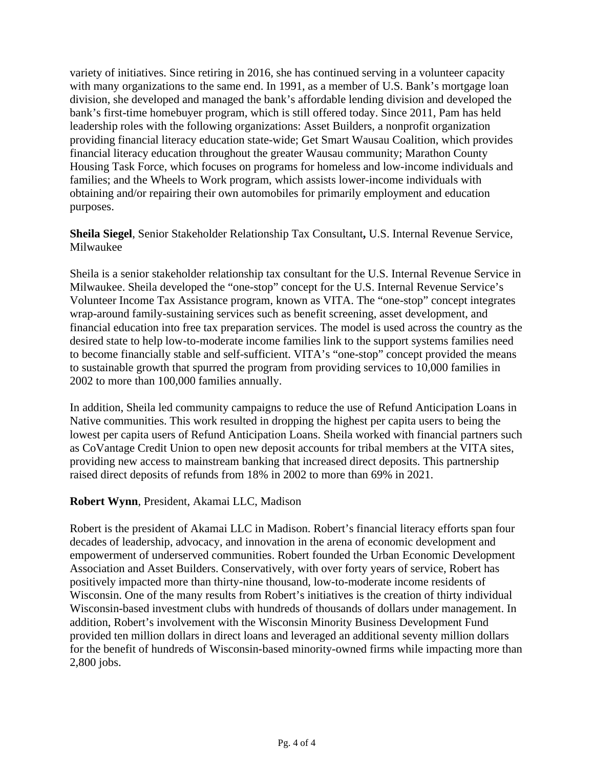variety of initiatives. Since retiring in 2016, she has continued serving in a volunteer capacity with many organizations to the same end. In 1991, as a member of U.S. Bank's mortgage loan division, she developed and managed the bank's affordable lending division and developed the bank's first-time homebuyer program, which is still offered today. Since 2011, Pam has held leadership roles with the following organizations: Asset Builders, a nonprofit organization providing financial literacy education state-wide; Get Smart Wausau Coalition, which provides financial literacy education throughout the greater Wausau community; Marathon County Housing Task Force, which focuses on programs for homeless and low-income individuals and families; and the Wheels to Work program, which assists lower-income individuals with obtaining and/or repairing their own automobiles for primarily employment and education purposes.

**Sheila Siegel**, Senior Stakeholder Relationship Tax Consultant**,** U.S. Internal Revenue Service, Milwaukee

Sheila is a senior stakeholder relationship tax consultant for the U.S. Internal Revenue Service in Milwaukee. Sheila developed the "one-stop" concept for the U.S. Internal Revenue Service's Volunteer Income Tax Assistance program, known as VITA. The "one-stop" concept integrates wrap-around family-sustaining services such as benefit screening, asset development, and financial education into free tax preparation services. The model is used across the country as the desired state to help low-to-moderate income families link to the support systems families need to become financially stable and self-sufficient. VITA's "one-stop" concept provided the means to sustainable growth that spurred the program from providing services to 10,000 families in 2002 to more than 100,000 families annually.

In addition, Sheila led community campaigns to reduce the use of Refund Anticipation Loans in Native communities. This work resulted in dropping the highest per capita users to being the lowest per capita users of Refund Anticipation Loans. Sheila worked with financial partners such as CoVantage Credit Union to open new deposit accounts for tribal members at the VITA sites, providing new access to mainstream banking that increased direct deposits. This partnership raised direct deposits of refunds from 18% in 2002 to more than 69% in 2021.

**Robert Wynn**, President, Akamai LLC, Madison

Robert is the president of Akamai LLC in Madison. Robert's financial literacy efforts span four decades of leadership, advocacy, and innovation in the arena of economic development and empowerment of underserved communities. Robert founded the Urban Economic Development Association and Asset Builders. Conservatively, with over forty years of service, Robert has positively impacted more than thirty-nine thousand, low-to-moderate income residents of Wisconsin. One of the many results from Robert's initiatives is the creation of thirty individual Wisconsin-based investment clubs with hundreds of thousands of dollars under management. In addition, Robert's involvement with the Wisconsin Minority Business Development Fund provided ten million dollars in direct loans and leveraged an additional seventy million dollars for the benefit of hundreds of Wisconsin-based minority-owned firms while impacting more than 2,800 jobs.